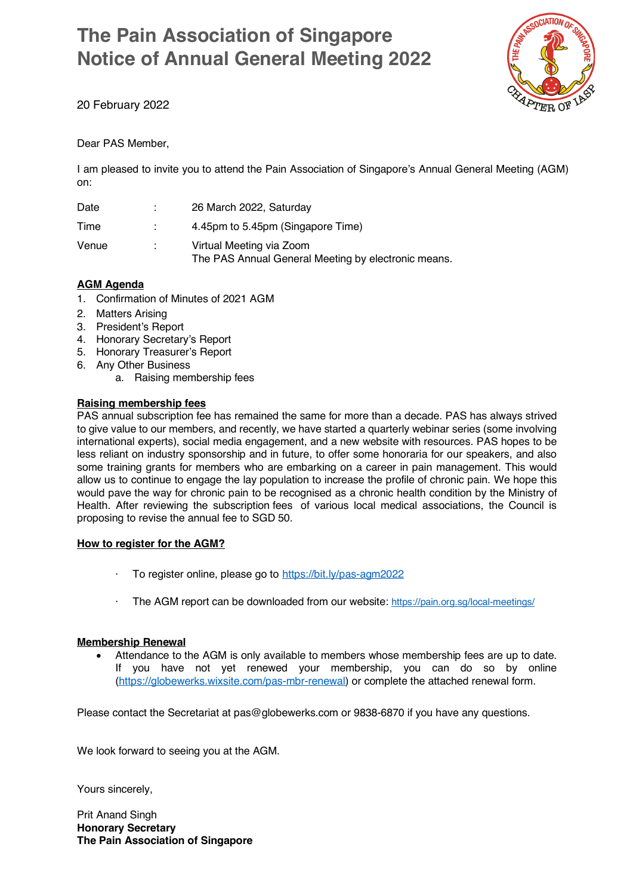# The Pain Association of Singapore
# Notice of Annual General Meeting 2022

20 February 2022

Dear PAS Member,

I am pleased to invite you to attend the Pain Association of Singapore's Annual General Meeting (AGM) on:

| | | |
|---|---|---|
| Date | : | 26 March 2022, Saturday |
| Time | : | 4.45pm to 5.45pm (Singapore Time) |
| Venue | : | Virtual Meeting via Zoom<br>The PAS Annual General Meeting by electronic means. |

**AGM Agenda**

1. Confirmation of Minutes of 2021 AGM
2. Matters Arising
3. President's Report
4. Honorary Secretary's Report
5. Honorary Treasurer's Report
6. Any Other Business
   a. Raising membership fees

**Raising membership fees**

PAS annual subscription fee has remained the same for more than a decade. PAS has always strived to give value to our members, and recently, we have started a quarterly webinar series (some involving international experts), social media engagement, and a new website with resources. PAS hopes to be less reliant on industry sponsorship and in future, to offer some honoraria for our speakers, and also some training grants for members who are embarking on a career in pain management. This would allow us to continue to engage the lay population to increase the profile of chronic pain. We hope this would pave the way for chronic pain to be recognised as a chronic health condition by the Ministry of Health. After reviewing the subscription fees of various local medical associations, the Council is proposing to revise the annual fee to SGD 50.

**How to register for the AGM?**

- To register online, please go to https://bit.ly/pas-agm2022
- The AGM report can be downloaded from our website: https://pain.org.sg/local-meetings/

**Membership Renewal**

- Attendance to the AGM is only available to members whose membership fees are up to date. If you have not yet renewed your membership, you can do so by online (https://globewerks.wixsite.com/pas-mbr-renewal) or complete the attached renewal form.

Please contact the Secretariat at pas@globewerks.com or 9838-6870 if you have any questions.

We look forward to seeing you at the AGM.

Yours sincerely,

Prit Anand Singh
**Honorary Secretary**
**The Pain Association of Singapore**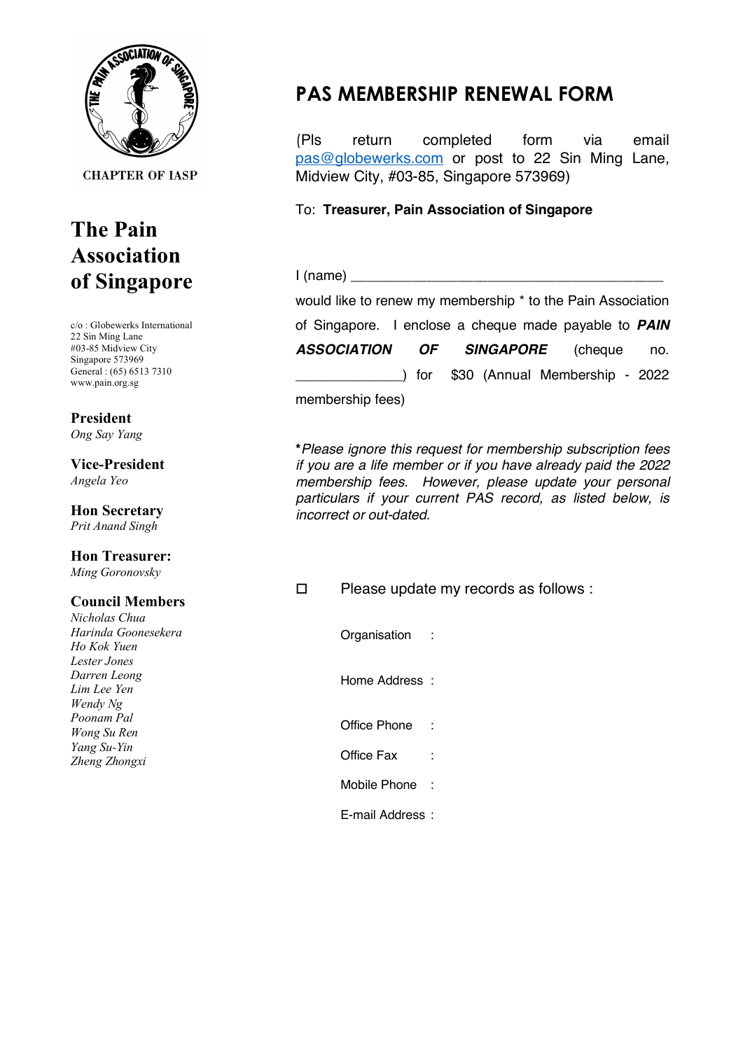CHAPTER OF IASP

# The Pain Association of Singapore

c/o : Globewerks International
22 Sin Ming Lane
#03-85 Midview City
Singapore 573969
General : (65) 6513 7310
www.pain.org.sg

**President**
*Ong Say Yang*

**Vice-President**
*Angela Yeo*

**Hon Secretary**
*Prit Anand Singh*

**Hon Treasurer:**
*Ming Goronovsky*

**Council Members**
*Nicholas Chua*
*Harinda Goonesekera*
*Ho Kok Yuen*
*Lester Jones*
*Darren Leong*
*Lim Lee Yen*
*Wendy Ng*
*Poonam Pal*
*Wong Su Ren*
*Yang Su-Yin*
*Zheng Zhongxi*

## PAS MEMBERSHIP RENEWAL FORM

(Pls return completed form via email pas@globewerks.com or post to 22 Sin Ming Lane, Midview City, #03-85, Singapore 573969)

To: **Treasurer, Pain Association of Singapore**

I (name) _________________________________________ would like to renew my membership * to the Pain Association of Singapore. I enclose a cheque made payable to ***PAIN ASSOCIATION OF SINGAPORE*** (cheque no. _____________) for $30 (Annual Membership - 2022 membership fees)

**\***\
*Please ignore this request for membership subscription fees if you are a life member or if you have already paid the 2022 membership fees. However, please update your personal particulars if your current PAS record, as listed below, is incorrect or out-dated.*

☐ Please update my records as follows :

Organisation :

Home Address :

Office Phone :

Office Fax :

Mobile Phone :

E-mail Address :